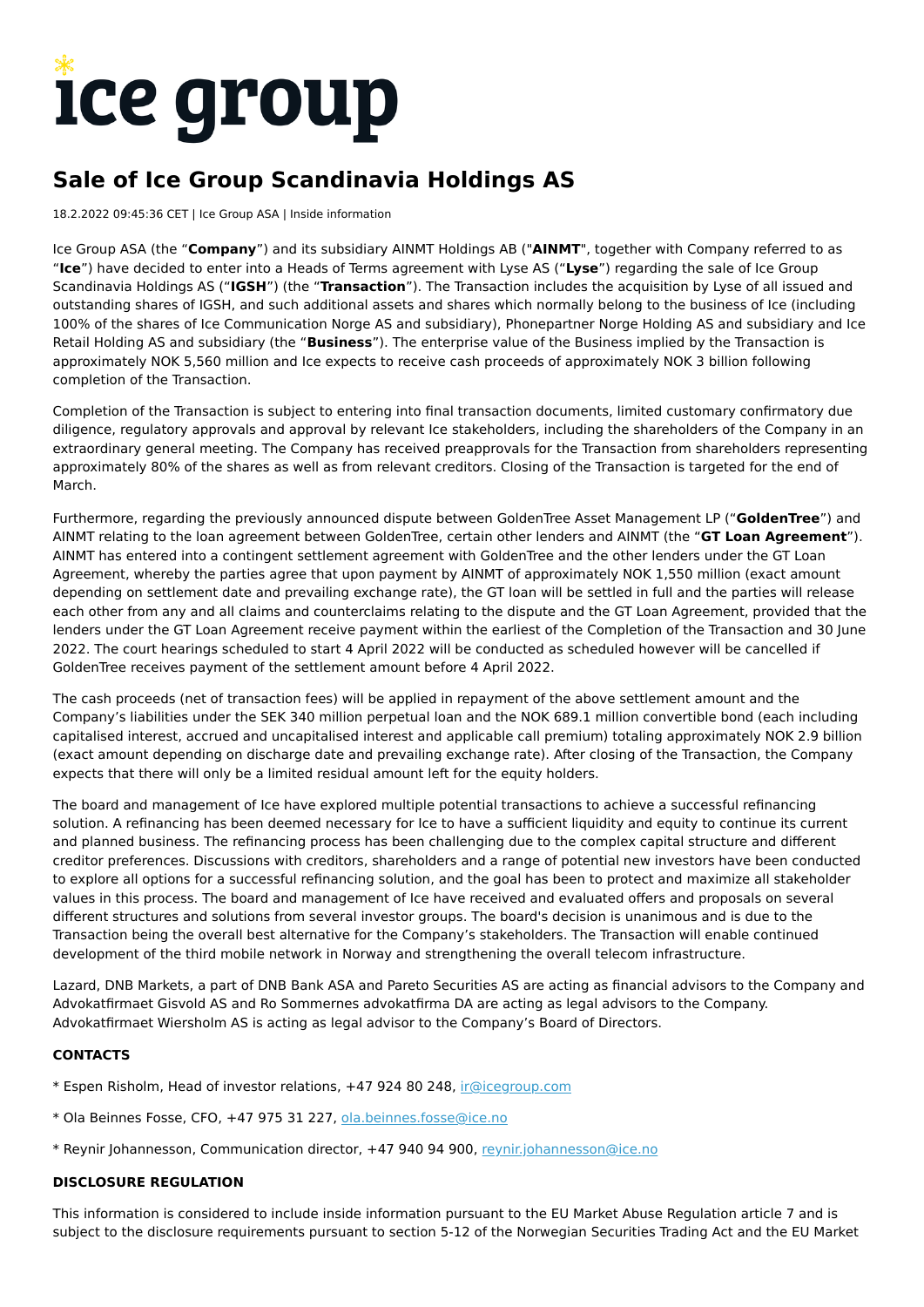# ice group

## Sale of Ice Group Scandinavia Holdings AS

18.2.2022 09:45:36 CET | Ice Group ASA | Inside information

Ice Group ASA (the "**Company**") and its subsidiary AINMT Holdings AB ("**AINMT**", together with Company referred to as "**Ice**") have decided to enter into a Heads of Terms agreement with Lyse AS ("**Lyse**") regarding the sale of Ice Group Scandinavia Holdings AS ("**IGSH**") (the "**Transaction**"). The Transaction includes the acquisition by Lyse of all issued and outstanding shares of IGSH, and such additional assets and shares which normally belong to the business of Ice (including 100% of the shares of Ice Communication Norge AS and subsidiary), Phonepartner Norge Holding AS and subsidiary and Ice Retail Holding AS and subsidiary (the "**Business**"). The enterprise value of the Business implied by the Transaction is approximately NOK 5,560 million and Ice expects to receive cash proceeds of approximately NOK 3 billion following completion of the Transaction.

Completion of the Transaction is subject to entering into final transaction documents, limited customary confirmatory due diligence, regulatory approvals and approval by relevant Ice stakeholders, including the shareholders of the Company in an extraordinary general meeting. The Company has received preapprovals for the Transaction from shareholders representing approximately 80% of the shares as well as from relevant creditors. Closing of the Transaction is targeted for the end of March.

Furthermore, regarding the previously announced dispute between GoldenTree Asset Management LP ("**GoldenTree**") and AINMT relating to the loan agreement between GoldenTree, certain other lenders and AINMT (the "**GT Loan Agreement**"). AINMT has entered into a contingent settlement agreement with GoldenTree and the other lenders under the GT Loan Agreement, whereby the parties agree that upon payment by AINMT of approximately NOK 1,550 million (exact amount depending on settlement date and prevailing exchange rate), the GT loan will be settled in full and the parties will release each other from any and all claims and counterclaims relating to the dispute and the GT Loan Agreement, provided that the lenders under the GT Loan Agreement receive payment within the earliest of the Completion of the Transaction and 30 June 2022. The court hearings scheduled to start 4 April 2022 will be conducted as scheduled however will be cancelled if GoldenTree receives payment of the settlement amount before 4 April 2022.

The cash proceeds (net of transaction fees) will be applied in repayment of the above settlement amount and the Company's liabilities under the SEK 340 million perpetual loan and the NOK 689.1 million convertible bond (each including capitalised interest, accrued and uncapitalised interest and applicable call premium) totaling approximately NOK 2.9 billion (exact amount depending on discharge date and prevailing exchange rate). After closing of the Transaction, the Company expects that there will only be a limited residual amount left for the equity holders.

The board and management of Ice have explored multiple potential transactions to achieve a successful refinancing solution. A refinancing has been deemed necessary for Ice to have a sufficient liquidity and equity to continue its current and planned business. The refinancing process has been challenging due to the complex capital structure and different creditor preferences. Discussions with creditors, shareholders and a range of potential new investors have been conducted to explore all options for a successful refinancing solution, and the goal has been to protect and maximize all stakeholder values in this process. The board and management of Ice have received and evaluated offers and proposals on several different structures and solutions from several investor groups. The board's decision is unanimous and is due to the Transaction being the overall best alternative for the Company's stakeholders. The Transaction will enable continued development of the third mobile network in Norway and strengthening the overall telecom infrastructure.

Lazard, DNB Markets, a part of DNB Bank ASA and Pareto Securities AS are acting as financial advisors to the Company and Advokatfirmaet Gisvold AS and Ro Sommernes advokatfirma DA are acting as legal advisors to the Company. Advokatfirmaet Wiersholm AS is acting as legal advisor to the Company's Board of Directors.

**CONTACTS**

* Espen Risholm, Head of investor relations, +47 924 80 248, ir@icegroup.com

* Ola Beinnes Fosse, CFO, +47 975 31 227, ola.beinnes.fosse@ice.no

* Reynir Johannesson, Communication director, +47 940 94 900, reynir.johannesson@ice.no

**DISCLOSURE REGULATION**

This information is considered to include inside information pursuant to the EU Market Abuse Regulation article 7 and is subject to the disclosure requirements pursuant to section 5-12 of the Norwegian Securities Trading Act and the EU Market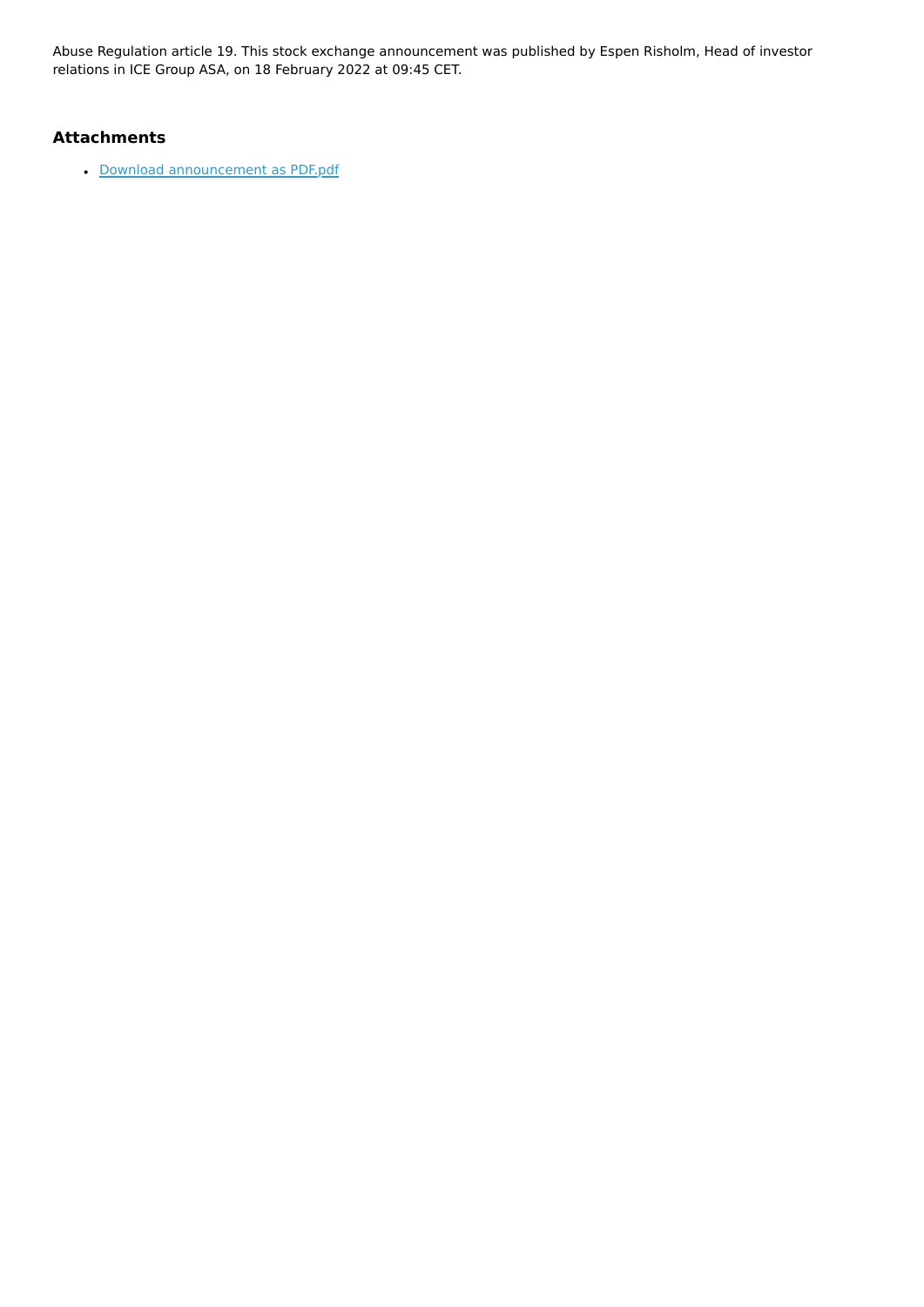Abuse Regulation article 19. This stock exchange announcement was published by Espen Risholm, Head of investor relations in ICE Group ASA, on 18 February 2022 at 09:45 CET.

## Attachments

- Download announcement as PDF.pdf